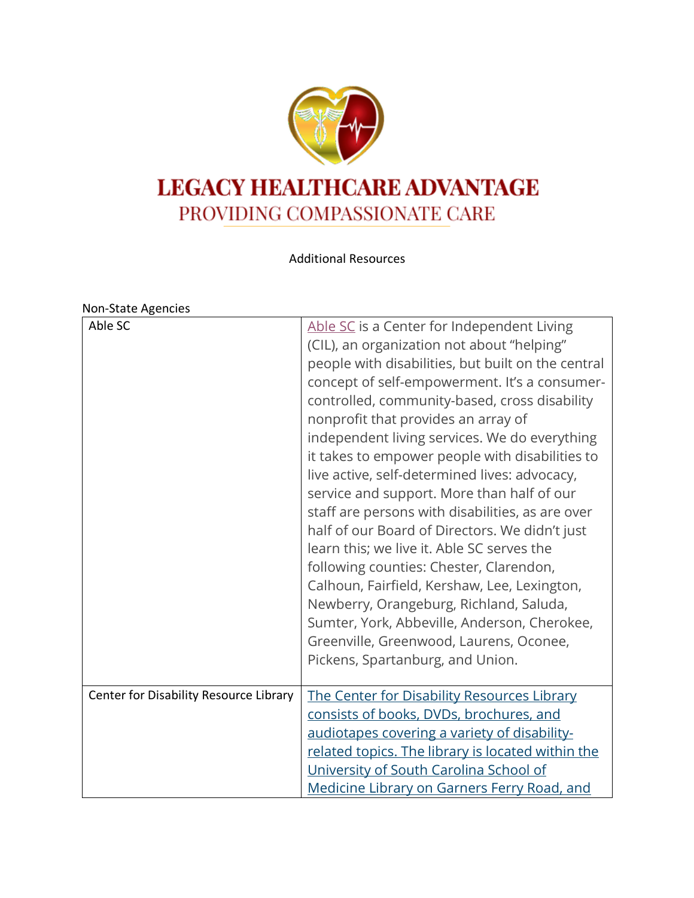# LEGACY HEALTHCARE ADVANTAGE

PROVIDING COMPASSIONATE CARE

Additional Resources

Non-State Agencies

| | |
|---|---|
| Able SC | Able SC is a Center for Independent Living (CIL), an organization not about "helping" people with disabilities, but built on the central concept of self-empowerment. It's a consumer-controlled, community-based, cross disability nonprofit that provides an array of independent living services. We do everything it takes to empower people with disabilities to live active, self-determined lives: advocacy, service and support. More than half of our staff are persons with disabilities, as are over half of our Board of Directors. We didn't just learn this; we live it. Able SC serves the following counties: Chester, Clarendon, Calhoun, Fairfield, Kershaw, Lee, Lexington, Newberry, Orangeburg, Richland, Saluda, Sumter, York, Abbeville, Anderson, Cherokee, Greenville, Greenwood, Laurens, Oconee, Pickens, Spartanburg, and Union. |
| Center for Disability Resource Library | The Center for Disability Resources Library consists of books, DVDs, brochures, and audiotapes covering a variety of disability-related topics. The library is located within the University of South Carolina School of Medicine Library on Garners Ferry Road, and |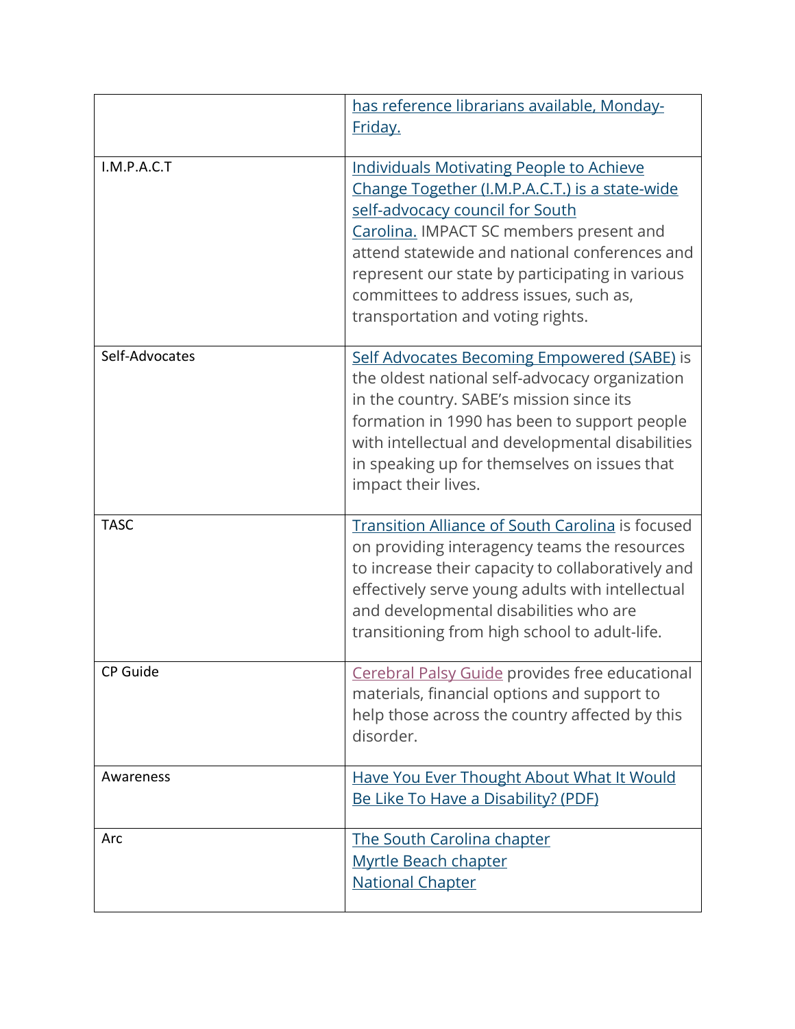| | |
|---|---|
| | has reference librarians available, Monday-Friday. |
| I.M.P.A.C.T | Individuals Motivating People to Achieve Change Together (I.M.P.A.C.T.) is a state-wide self-advocacy council for South Carolina. IMPACT SC members present and attend statewide and national conferences and represent our state by participating in various committees to address issues, such as, transportation and voting rights. |
| Self-Advocates | Self Advocates Becoming Empowered (SABE) is the oldest national self-advocacy organization in the country. SABE's mission since its formation in 1990 has been to support people with intellectual and developmental disabilities in speaking up for themselves on issues that impact their lives. |
| TASC | Transition Alliance of South Carolina is focused on providing interagency teams the resources to increase their capacity to collaboratively and effectively serve young adults with intellectual and developmental disabilities who are transitioning from high school to adult-life. |
| CP Guide | Cerebral Palsy Guide provides free educational materials, financial options and support to help those across the country affected by this disorder. |
| Awareness | Have You Ever Thought About What It Would Be Like To Have a Disability? (PDF) |
| Arc | The South Carolina chapter<br>Myrtle Beach chapter<br>National Chapter |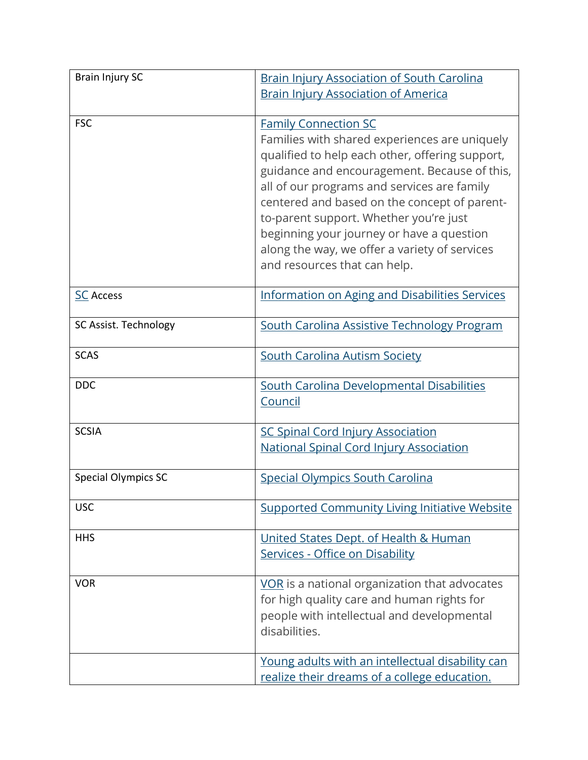| | |
|---|---|
| Brain Injury SC | Brain Injury Association of South Carolina<br>Brain Injury Association of America |
| FSC | Family Connection SC<br>Families with shared experiences are uniquely qualified to help each other, offering support, guidance and encouragement. Because of this, all of our programs and services are family centered and based on the concept of parent-to-parent support. Whether you're just beginning your journey or have a question along the way, we offer a variety of services and resources that can help. |
| SC Access | Information on Aging and Disabilities Services |
| SC Assist. Technology | South Carolina Assistive Technology Program |
| SCAS | South Carolina Autism Society |
| DDC | South Carolina Developmental Disabilities Council |
| SCSIA | SC Spinal Cord Injury Association<br>National Spinal Cord Injury Association |
| Special Olympics SC | Special Olympics South Carolina |
| USC | Supported Community Living Initiative Website |
| HHS | United States Dept. of Health & Human Services - Office on Disability |
| VOR | VOR is a national organization that advocates for high quality care and human rights for people with intellectual and developmental disabilities. |
| | Young adults with an intellectual disability can realize their dreams of a college education. |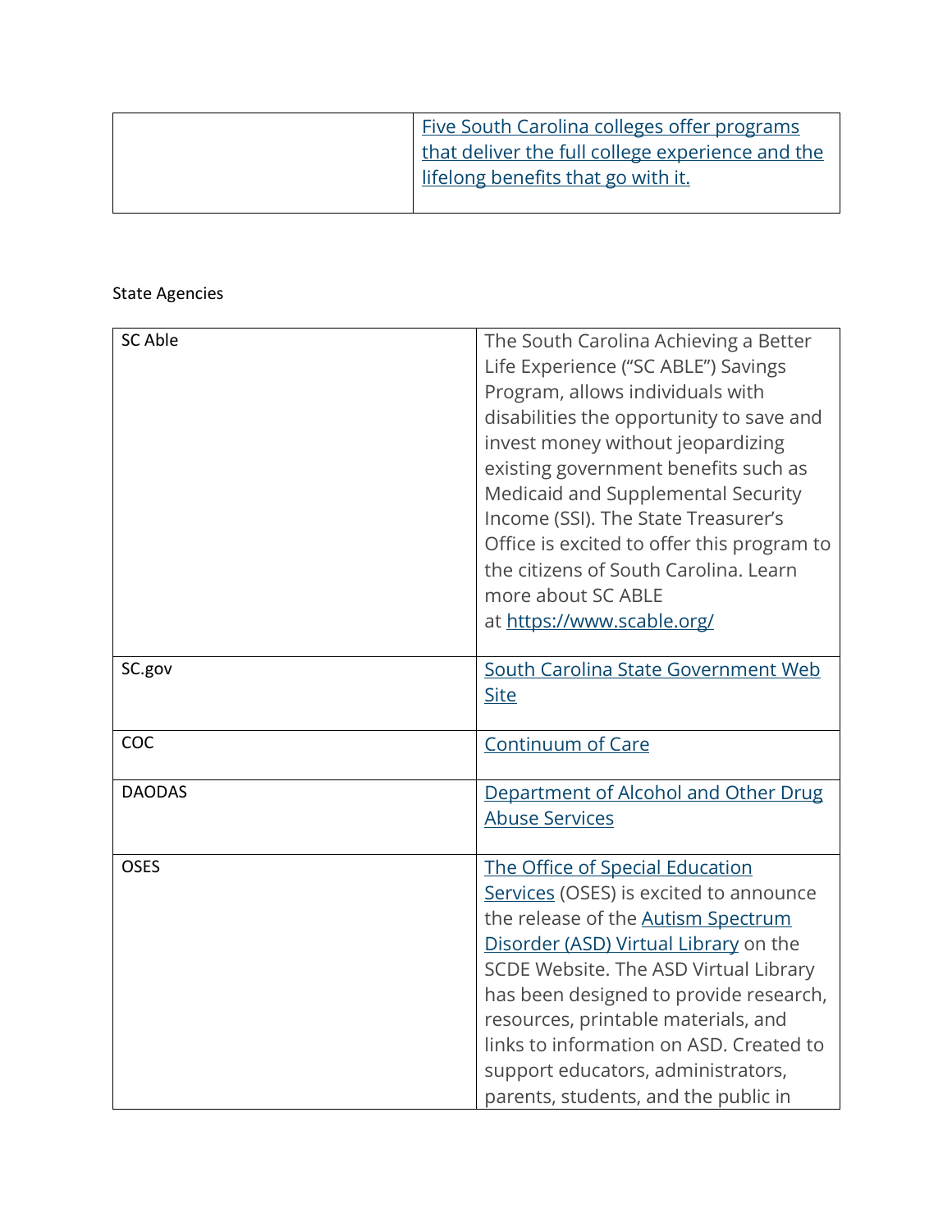| | |
|---|---|
| | Five South Carolina colleges offer programs that deliver the full college experience and the lifelong benefits that go with it. |

State Agencies

| | |
|---|---|
| SC Able | The South Carolina Achieving a Better Life Experience ("SC ABLE") Savings Program, allows individuals with disabilities the opportunity to save and invest money without jeopardizing existing government benefits such as Medicaid and Supplemental Security Income (SSI). The State Treasurer's Office is excited to offer this program to the citizens of South Carolina. Learn more about SC ABLE at https://www.scable.org/ |
| SC.gov | South Carolina State Government Web Site |
| COC | Continuum of Care |
| DAODAS | Department of Alcohol and Other Drug Abuse Services |
| OSES | The Office of Special Education Services (OSES) is excited to announce the release of the Autism Spectrum Disorder (ASD) Virtual Library on the SCDE Website. The ASD Virtual Library has been designed to provide research, resources, printable materials, and links to information on ASD. Created to support educators, administrators, parents, students, and the public in |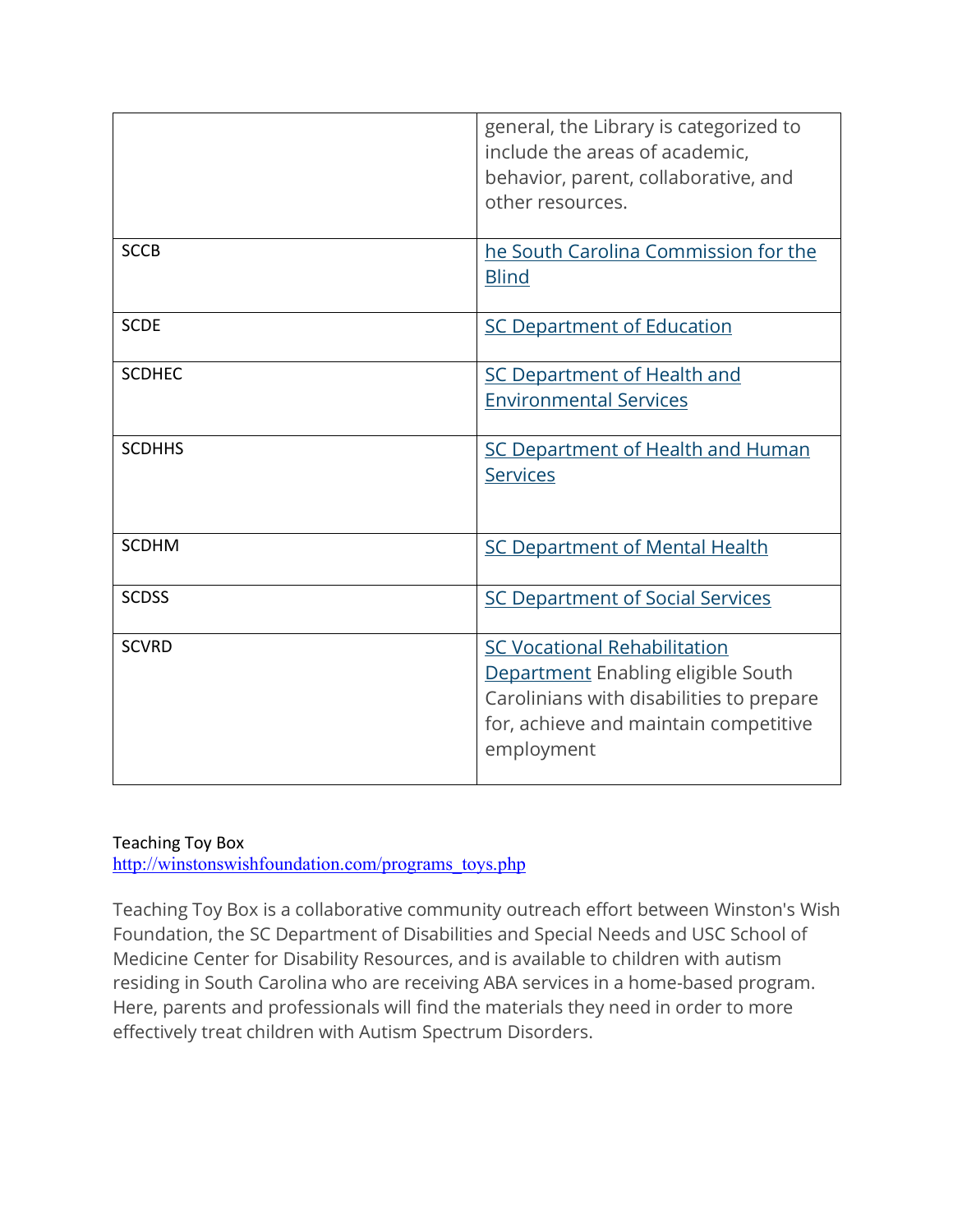| | |
|---|---|
| | general, the Library is categorized to include the areas of academic, behavior, parent, collaborative, and other resources. |
| SCCB | he South Carolina Commission for the Blind |
| SCDE | SC Department of Education |
| SCDHEC | SC Department of Health and Environmental Services |
| SCDHHS | SC Department of Health and Human Services |
| SCDHM | SC Department of Mental Health |
| SCDSS | SC Department of Social Services |
| SCVRD | SC Vocational Rehabilitation Department Enabling eligible South Carolinians with disabilities to prepare for, achieve and maintain competitive employment |

Teaching Toy Box
http://winstonswishfoundation.com/programs_toys.php

Teaching Toy Box is a collaborative community outreach effort between Winston's Wish Foundation, the SC Department of Disabilities and Special Needs and USC School of Medicine Center for Disability Resources, and is available to children with autism residing in South Carolina who are receiving ABA services in a home-based program. Here, parents and professionals will find the materials they need in order to more effectively treat children with Autism Spectrum Disorders.